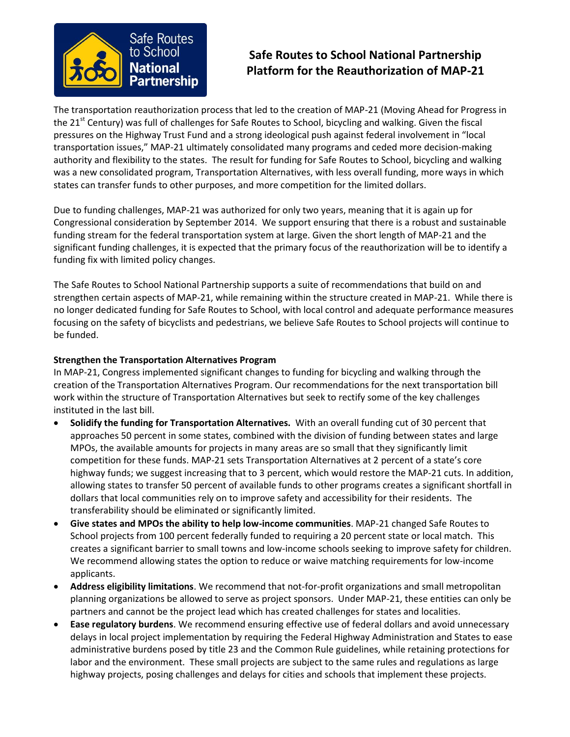# Safe Routes to School National Partnership Platform for the Reauthorization of MAP-21

The transportation reauthorization process that led to the creation of MAP-21 (Moving Ahead for Progress in the 21st Century) was full of challenges for Safe Routes to School, bicycling and walking. Given the fiscal pressures on the Highway Trust Fund and a strong ideological push against federal involvement in "local transportation issues," MAP-21 ultimately consolidated many programs and ceded more decision-making authority and flexibility to the states. The result for funding for Safe Routes to School, bicycling and walking was a new consolidated program, Transportation Alternatives, with less overall funding, more ways in which states can transfer funds to other purposes, and more competition for the limited dollars.

Due to funding challenges, MAP-21 was authorized for only two years, meaning that it is again up for Congressional consideration by September 2014. We support ensuring that there is a robust and sustainable funding stream for the federal transportation system at large. Given the short length of MAP-21 and the significant funding challenges, it is expected that the primary focus of the reauthorization will be to identify a funding fix with limited policy changes.

The Safe Routes to School National Partnership supports a suite of recommendations that build on and strengthen certain aspects of MAP-21, while remaining within the structure created in MAP-21. While there is no longer dedicated funding for Safe Routes to School, with local control and adequate performance measures focusing on the safety of bicyclists and pedestrians, we believe Safe Routes to School projects will continue to be funded.

**Strengthen the Transportation Alternatives Program**

In MAP-21, Congress implemented significant changes to funding for bicycling and walking through the creation of the Transportation Alternatives Program. Our recommendations for the next transportation bill work within the structure of Transportation Alternatives but seek to rectify some of the key challenges instituted in the last bill.

- **Solidify the funding for Transportation Alternatives.** With an overall funding cut of 30 percent that approaches 50 percent in some states, combined with the division of funding between states and large MPOs, the available amounts for projects in many areas are so small that they significantly limit competition for these funds. MAP-21 sets Transportation Alternatives at 2 percent of a state's core highway funds; we suggest increasing that to 3 percent, which would restore the MAP-21 cuts. In addition, allowing states to transfer 50 percent of available funds to other programs creates a significant shortfall in dollars that local communities rely on to improve safety and accessibility for their residents. The transferability should be eliminated or significantly limited.
- **Give states and MPOs the ability to help low-income communities**. MAP-21 changed Safe Routes to School projects from 100 percent federally funded to requiring a 20 percent state or local match. This creates a significant barrier to small towns and low-income schools seeking to improve safety for children. We recommend allowing states the option to reduce or waive matching requirements for low-income applicants.
- **Address eligibility limitations**. We recommend that not-for-profit organizations and small metropolitan planning organizations be allowed to serve as project sponsors. Under MAP-21, these entities can only be partners and cannot be the project lead which has created challenges for states and localities.
- **Ease regulatory burdens**. We recommend ensuring effective use of federal dollars and avoid unnecessary delays in local project implementation by requiring the Federal Highway Administration and States to ease administrative burdens posed by title 23 and the Common Rule guidelines, while retaining protections for labor and the environment. These small projects are subject to the same rules and regulations as large highway projects, posing challenges and delays for cities and schools that implement these projects.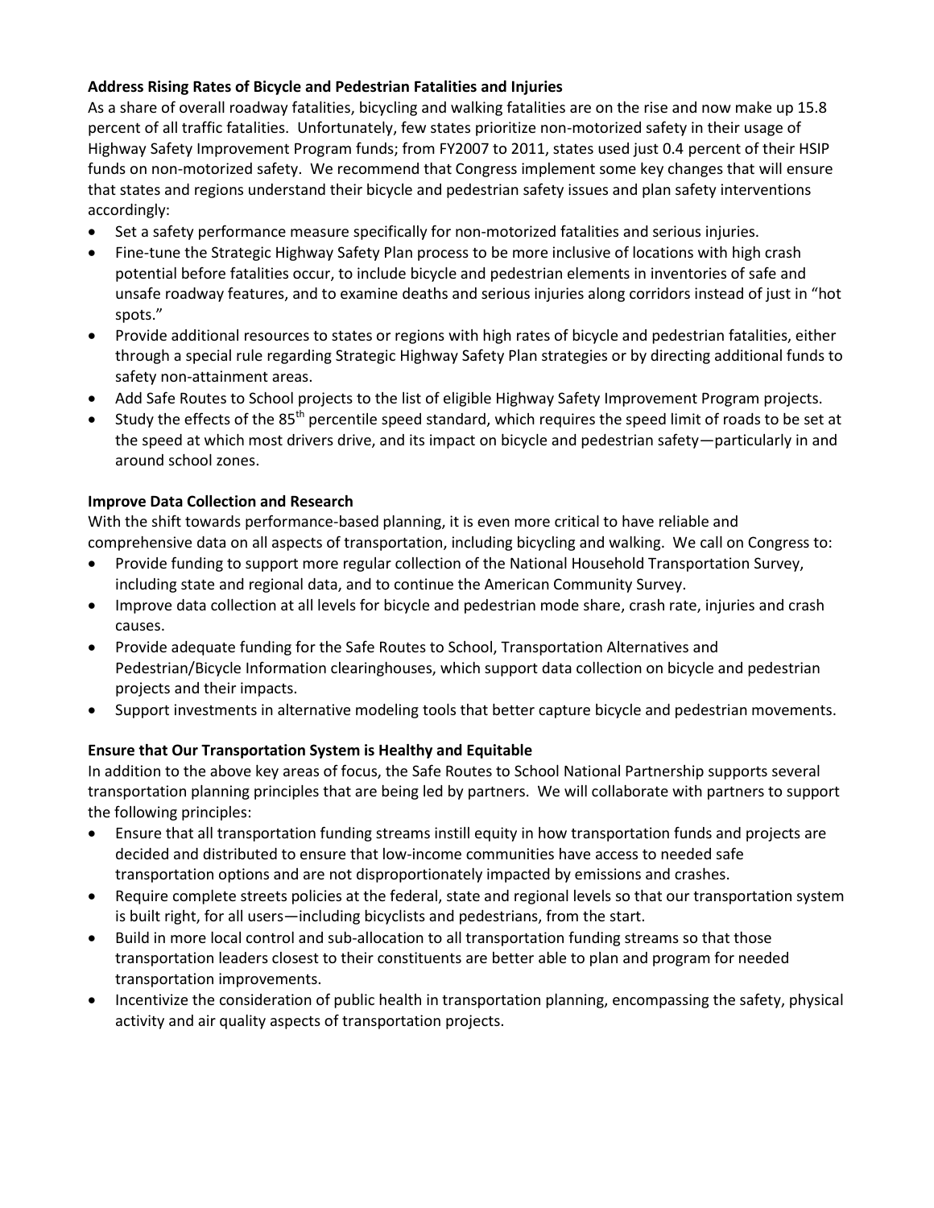**Address Rising Rates of Bicycle and Pedestrian Fatalities and Injuries**

As a share of overall roadway fatalities, bicycling and walking fatalities are on the rise and now make up 15.8 percent of all traffic fatalities. Unfortunately, few states prioritize non-motorized safety in their usage of Highway Safety Improvement Program funds; from FY2007 to 2011, states used just 0.4 percent of their HSIP funds on non-motorized safety. We recommend that Congress implement some key changes that will ensure that states and regions understand their bicycle and pedestrian safety issues and plan safety interventions accordingly:

- Set a safety performance measure specifically for non-motorized fatalities and serious injuries.
- Fine-tune the Strategic Highway Safety Plan process to be more inclusive of locations with high crash potential before fatalities occur, to include bicycle and pedestrian elements in inventories of safe and unsafe roadway features, and to examine deaths and serious injuries along corridors instead of just in "hot spots."
- Provide additional resources to states or regions with high rates of bicycle and pedestrian fatalities, either through a special rule regarding Strategic Highway Safety Plan strategies or by directing additional funds to safety non-attainment areas.
- Add Safe Routes to School projects to the list of eligible Highway Safety Improvement Program projects.
- Study the effects of the 85th percentile speed standard, which requires the speed limit of roads to be set at the speed at which most drivers drive, and its impact on bicycle and pedestrian safety—particularly in and around school zones.

**Improve Data Collection and Research**

With the shift towards performance-based planning, it is even more critical to have reliable and comprehensive data on all aspects of transportation, including bicycling and walking. We call on Congress to:

- Provide funding to support more regular collection of the National Household Transportation Survey, including state and regional data, and to continue the American Community Survey.
- Improve data collection at all levels for bicycle and pedestrian mode share, crash rate, injuries and crash causes.
- Provide adequate funding for the Safe Routes to School, Transportation Alternatives and Pedestrian/Bicycle Information clearinghouses, which support data collection on bicycle and pedestrian projects and their impacts.
- Support investments in alternative modeling tools that better capture bicycle and pedestrian movements.

**Ensure that Our Transportation System is Healthy and Equitable**

In addition to the above key areas of focus, the Safe Routes to School National Partnership supports several transportation planning principles that are being led by partners. We will collaborate with partners to support the following principles:

- Ensure that all transportation funding streams instill equity in how transportation funds and projects are decided and distributed to ensure that low-income communities have access to needed safe transportation options and are not disproportionately impacted by emissions and crashes.
- Require complete streets policies at the federal, state and regional levels so that our transportation system is built right, for all users—including bicyclists and pedestrians, from the start.
- Build in more local control and sub-allocation to all transportation funding streams so that those transportation leaders closest to their constituents are better able to plan and program for needed transportation improvements.
- Incentivize the consideration of public health in transportation planning, encompassing the safety, physical activity and air quality aspects of transportation projects.